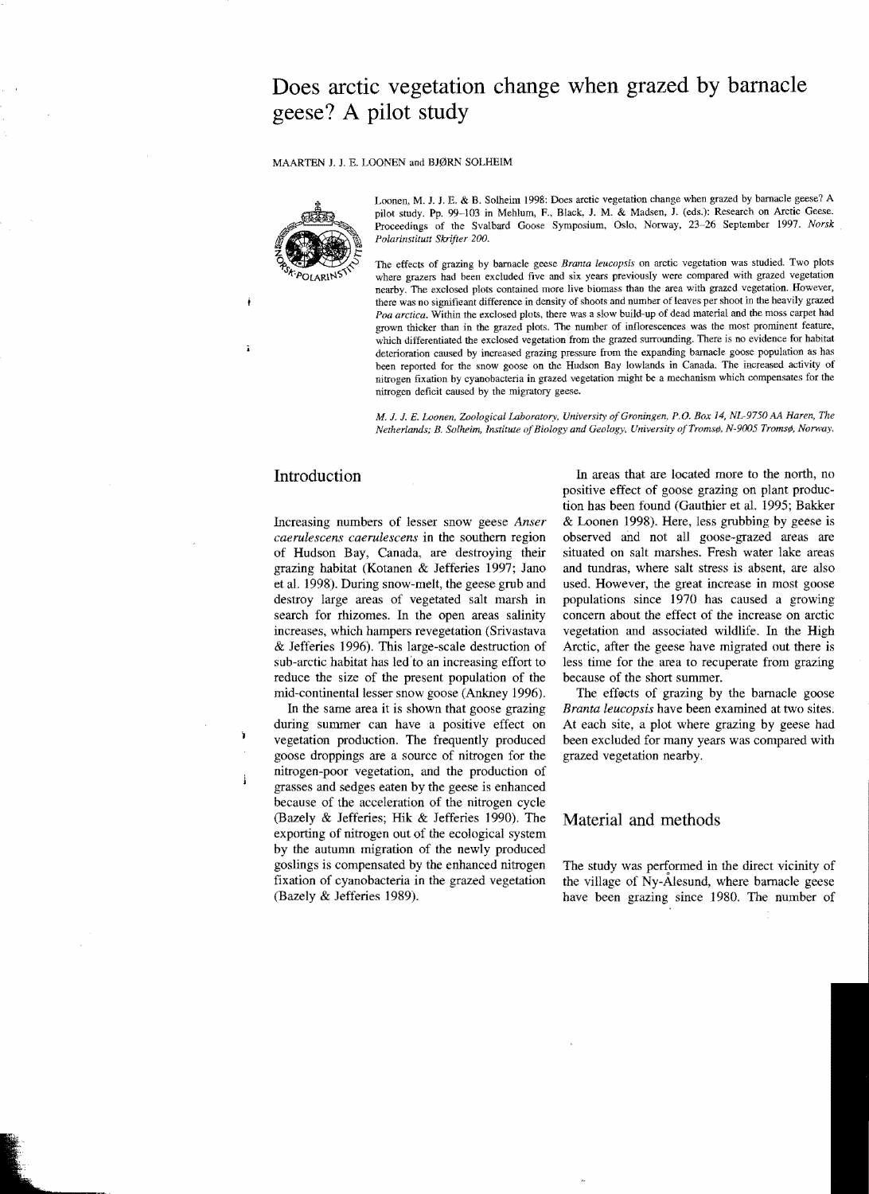# Does arctic vegetation change when grazed by barnacle geese? A pilot study

MAARTEN J. J. E. LOONEN and BJØRN SOLHEIM

Loonen, M. J. J. E. & B. Solheim 1998: Does arctic vegetation change when grazed by barnacle geese? A pilot study. Pp. 99–103 in Mehlum, F., Black, J. M. & Madsen, J. (eds.): Research on Arctic Geese. Proceedings of the Svalbard Goose Symposium, Oslo, Norway, 23–26 September 1997. *Norsk Polarinstitutt Skrifter 200.*

The effects of grazing by barnacle geese *Branta leucopsis* on arctic vegetation was studied. Two plots where grazers had been excluded five and six years previously were compared with grazed vegetation nearby. The exclosed plots contained more live biomass than the area with grazed vegetation. However, there was no significant difference in density of shoots and number of leaves per shoot in the heavily grazed *Poa arctica*. Within the exclosed plots, there was a slow build-up of dead material and the moss carpet had grown thicker than in the grazed plots. The number of inflorescences was the most prominent feature, which differentiated the exclosed vegetation from the grazed surrounding. There is no evidence for habitat deterioration caused by increased grazing pressure from the expanding barnacle goose population as has been reported for the snow goose on the Hudson Bay lowlands in Canada. The increased activity of nitrogen fixation by cyanobacteria in grazed vegetation might be a mechanism which compensates for the nitrogen deficit caused by the migratory geese.

*M. J. J. E. Loonen, Zoological Laboratory, University of Groningen, P.O. Box 14, NL-9750 AA Haren, The Netherlands; B. Solheim, Institute of Biology and Geology, University of Tromsø, N-9005 Tromsø, Norway.*

## Introduction

Increasing numbers of lesser snow geese *Anser caerulescens caerulescens* in the southern region of Hudson Bay, Canada, are destroying their grazing habitat (Kotanen & Jefferies 1997; Jano et al. 1998). During snow-melt, the geese grub and destroy large areas of vegetated salt marsh in search for rhizomes. In the open areas salinity increases, which hampers revegetation (Srivastava & Jefferies 1996). This large-scale destruction of sub-arctic habitat has led to an increasing effort to reduce the size of the present population of the mid-continental lesser snow goose (Ankney 1996).

In the same area it is shown that goose grazing during summer can have a positive effect on vegetation production. The frequently produced goose droppings are a source of nitrogen for the nitrogen-poor vegetation, and the production of grasses and sedges eaten by the geese is enhanced because of the acceleration of the nitrogen cycle (Bazely & Jefferies; Hik & Jefferies 1990). The exporting of nitrogen out of the ecological system by the autumn migration of the newly produced goslings is compensated by the enhanced nitrogen fixation of cyanobacteria in the grazed vegetation (Bazely & Jefferies 1989).

In areas that are located more to the north, no positive effect of goose grazing on plant production has been found (Gauthier et al. 1995; Bakker & Loonen 1998). Here, less grubbing by geese is observed and not all goose-grazed areas are situated on salt marshes. Fresh water lake areas and tundras, where salt stress is absent, are also used. However, the great increase in most goose populations since 1970 has caused a growing concern about the effect of the increase on arctic vegetation and associated wildlife. In the High Arctic, after the geese have migrated out there is less time for the area to recuperate from grazing because of the short summer.

The effects of grazing by the barnacle goose *Branta leucopsis* have been examined at two sites. At each site, a plot where grazing by geese had been excluded for many years was compared with grazed vegetation nearby.

## Material and methods

The study was performed in the direct vicinity of the village of Ny-Ålesund, where barnacle geese have been grazing since 1980. The number of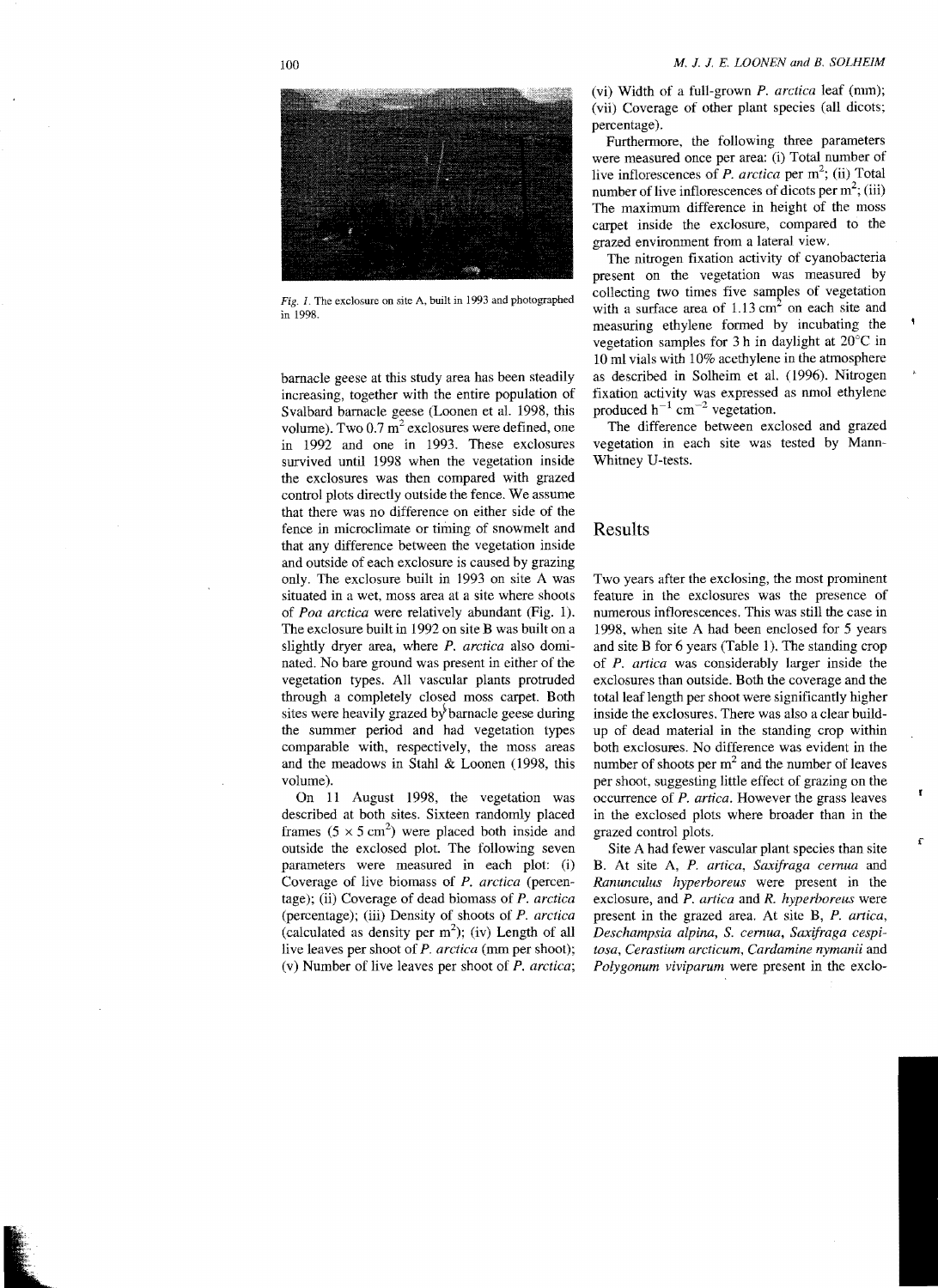Fig. 1. The exclosure on site A, built in 1993 and photographed in 1998.

barnacle geese at this study area has been steadily increasing, together with the entire population of Svalbard barnacle geese (Loonen et al. 1998, this volume). Two 0.7 $m^2$ exclosures were defined, one in 1992 and one in 1993. These exclosures survived until 1998 when the vegetation inside the exclosures was then compared with grazed control plots directly outside the fence. We assume that there was no difference on either side of the fence in microclimate or timing of snowmelt and that any difference between the vegetation inside and outside of each exclosure is caused by grazing only. The exclosure built in 1993 on site A was situated in a wet, moss area at a site where shoots of *Poa arctica* were relatively abundant (Fig. 1). The exclosure built in 1992 on site B was built on a slightly dryer area, where *P. arctica* also dominated. No bare ground was present in either of the vegetation types. All vascular plants protruded through a completely closed moss carpet. Both sites were heavily grazed by barnacle geese during the summer period and had vegetation types comparable with, respectively, the moss areas and the meadows in Stahl & Loonen (1998, this volume).

On 11 August 1998, the vegetation was described at both sites. Sixteen randomly placed frames ($5 \times 5$ $cm^2$) were placed both inside and outside the exclosed plot. The following seven parameters were measured in each plot: (i) Coverage of live biomass of *P. arctica* (percentage); (ii) Coverage of dead biomass of *P. arctica* (percentage); (iii) Density of shoots of *P. arctica* (calculated as density per $m^2$); (iv) Length of all live leaves per shoot of *P. arctica* (mm per shoot); (v) Number of live leaves per shoot of *P. arctica*; (vi) Width of a full-grown *P. arctica* leaf (mm); (vii) Coverage of other plant species (all dicots; percentage).

Furthermore, the following three parameters were measured once per area: (i) Total number of live inflorescences of *P. arctica* per $m^2$; (ii) Total number of live inflorescences of dicots per $m^2$; (iii) The maximum difference in height of the moss carpet inside the exclosure, compared to the grazed environment from a lateral view.

The nitrogen fixation activity of cyanobacteria present on the vegetation was measured by collecting two times five samples of vegetation with a surface area of 1.13 $cm^2$ on each site and measuring ethylene formed by incubating the vegetation samples for 3 h in daylight at 20°C in 10 ml vials with 10% acethylene in the atmosphere as described in Solheim et al. (1996). Nitrogen fixation activity was expressed as nmol ethylene produced $h^{-1}$ $cm^{-2}$ vegetation.

The difference between exclosed and grazed vegetation in each site was tested by Mann-Whitney U-tests.

## Results

Two years after the exclosing, the most prominent feature in the exclosures was the presence of numerous inflorescences. This was still the case in 1998, when site A had been enclosed for 5 years and site B for 6 years (Table 1). The standing crop of *P. artica* was considerably larger inside the exclosures than outside. Both the coverage and the total leaf length per shoot were significantly higher inside the exclosures. There was also a clear build-up of dead material in the standing crop within both exclosures. No difference was evident in the number of shoots per $m^2$ and the number of leaves per shoot, suggesting little effect of grazing on the occurrence of *P. artica*. However the grass leaves in the exclosed plots where broader than in the grazed control plots.

Site A had fewer vascular plant species than site B. At site A, *P. artica*, *Saxifraga cernua* and *Ranunculus hyperboreus* were present in the exclosure, and *P. artica* and *R. hyperboreus* were present in the grazed area. At site B, *P. artica*, *Deschampsia alpina*, *S. cernua*, *Saxifraga cespitosa*, *Cerastium arcticum*, *Cardamine nymanii* and *Polygonum viviparum* were present in the exclo-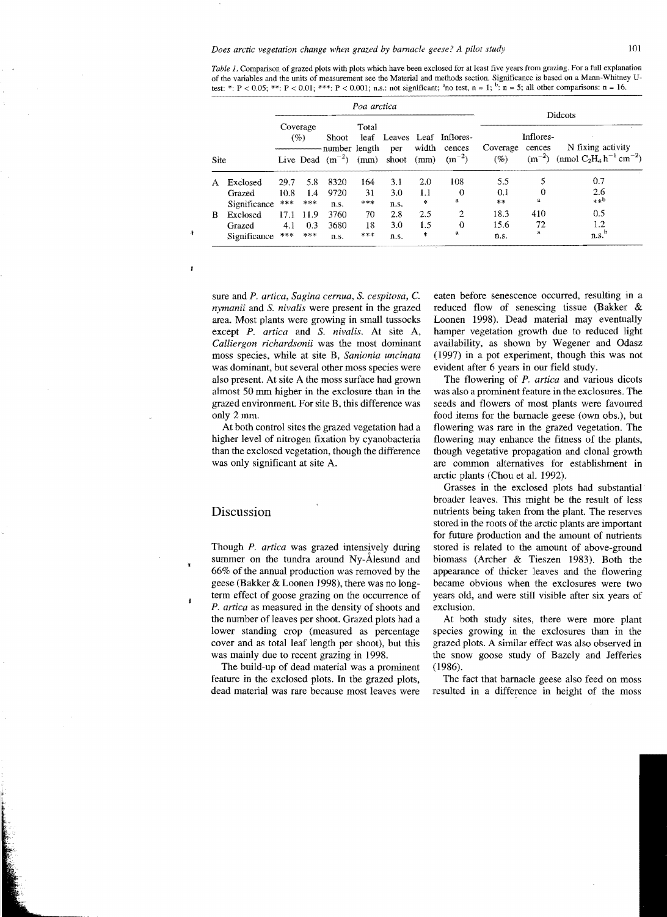*Table 1.* Comparison of grazed plots with plots which have been exclosed for at least five years from grazing. For a full explanation of the variables and the units of measurement see the Material and methods section. Significance is based on a Mann-Whitney U-test: *: $P < 0.05$; **: $P < 0.01$; ***: $P < 0.001$; n.s.: not significant; [a]no test, $n = 1$; [b]: $n = 5$; all other comparisons: $n = 16$.

| Site | | *Poa arctica* | | | | | | | Dicots | | |
|---|---|---|---|---|---|---|---|---|---|---|---|
| | | Coverage (%) | | Shoot number ($m^{-2}$) | Total leaf length (mm) | Leaves per shoot | Leaf width (mm) | Inflorescences ($m^{-2}$) | Coverage (%) | Inflorescences ($m^{-2}$) | N fixing activity (nmol $C_2H_4$ $h^{-1}$ $cm^{-2}$) |
| | | Live | Dead | | | | | | | | |
| A | Exclosed | 29.7 | 5.8 | 8320 | 164 | 3.1 | 2.0 | 108 | 5.5 | 5 | 0.7 |
| | Grazed | 10.8 | 1.4 | 9720 | 31 | 3.0 | 1.1 | 0 | 0.1 | 0 | 2.6 |
| | Significance | *** | *** | n.s. | *** | n.s. | * | a | ** | a | **[b] |
| B | Exclosed | 17.1 | 11.9 | 3760 | 70 | 2.8 | 2.5 | 2 | 18.3 | 410 | 0.5 |
| | Grazed | 4.1 | 0.3 | 3680 | 18 | 3.0 | 1.5 | 0 | 15.6 | 72 | 1.2 |
| | Significance | *** | *** | n.s. | *** | n.s. | * | a | n.s. | a | n.s.[b] |

sure and *P. artica*, *Sagina cernua*, *S. cespitosa*, *C. nymanii* and *S. nivalis* were present in the grazed area. Most plants were growing in small tussocks except *P. artica* and *S. nivalis*. At site A, *Calliergon richardsonii* was the most dominant moss species, while at site B, *Sanionia uncinata* was dominant, but several other moss species were also present. At site A the moss surface had grown almost 50 mm higher in the exclosure than in the grazed environment. For site B, this difference was only 2 mm.

At both control sites the grazed vegetation had a higher level of nitrogen fixation by cyanobacteria than the exclosed vegetation, though the difference was only significant at site A.

## Discussion

Though *P. artica* was grazed intensively during summer on the tundra around Ny-Ålesund and 66% of the annual production was removed by the geese (Bakker & Loonen 1998), there was no long-term effect of goose grazing on the occurrence of *P. artica* as measured in the density of shoots and the number of leaves per shoot. Grazed plots had a lower standing crop (measured as percentage cover and as total leaf length per shoot), but this was mainly due to recent grazing in 1998.

The build-up of dead material was a prominent feature in the exclosed plots. In the grazed plots, dead material was rare because most leaves were eaten before senescence occurred, resulting in a reduced flow of senescing tissue (Bakker & Loonen 1998). Dead material may eventually hamper vegetation growth due to reduced light availability, as shown by Wegener and Odasz (1997) in a pot experiment, though this was not evident after 6 years in our field study.

The flowering of *P. artica* and various dicots was also a prominent feature in the exclosures. The seeds and flowers of most plants were favoured food items for the barnacle geese (own obs.), but flowering was rare in the grazed vegetation. The flowering may enhance the fitness of the plants, though vegetative propagation and clonal growth are common alternatives for establishment in arctic plants (Chou et al. 1992).

Grasses in the exclosed plots had substantial broader leaves. This might be the result of less nutrients being taken from the plant. The reserves stored in the roots of the arctic plants are important for future production and the amount of nutrients stored is related to the amount of above-ground biomass (Archer & Tieszen 1983). Both the appearance of thicker leaves and the flowering became obvious when the exclosures were two years old, and were still visible after six years of exclusion.

At both study sites, there were more plant species growing in the exclosures than in the grazed plots. A similar effect was also observed in the snow goose study of Bazely and Jefferies (1986).

The fact that barnacle geese also feed on moss resulted in a difference in height of the moss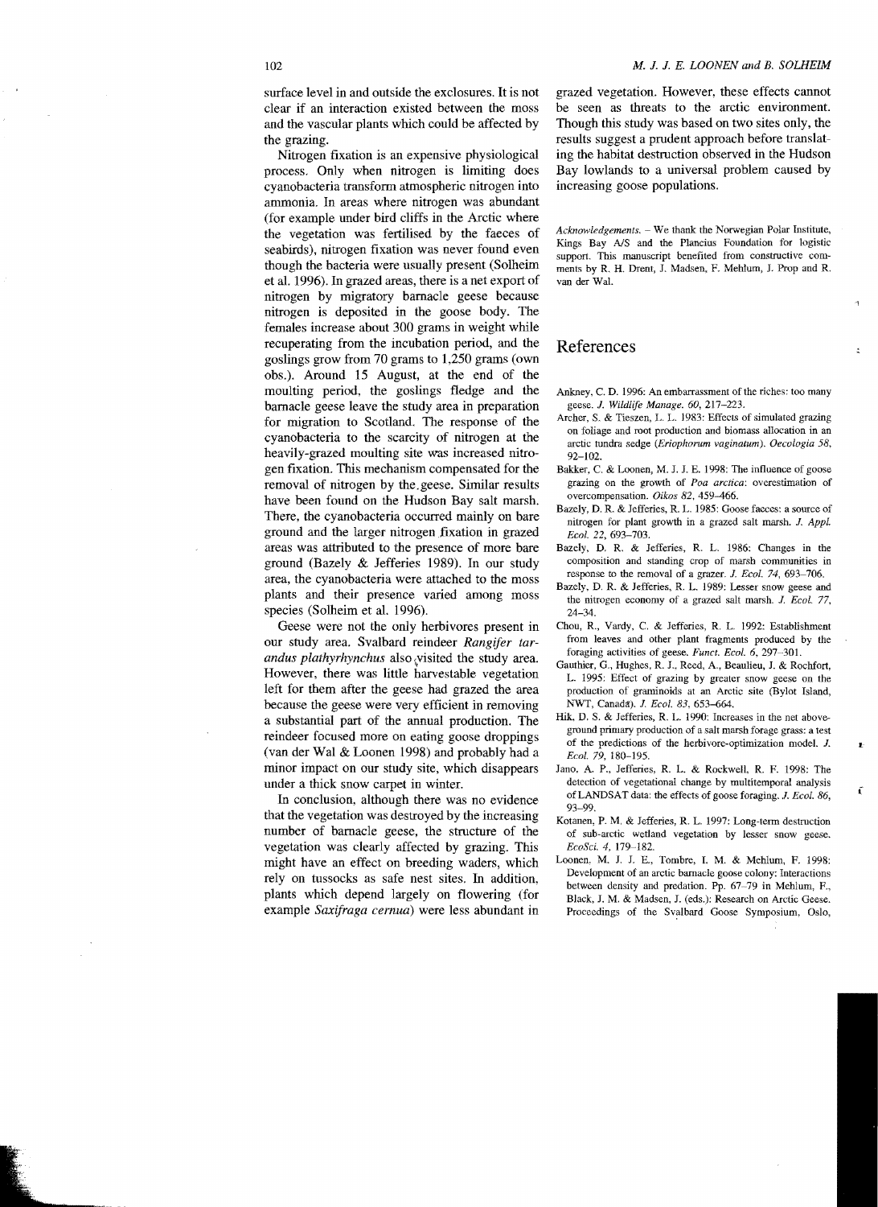surface level in and outside the exclosures. It is not clear if an interaction existed between the moss and the vascular plants which could be affected by the grazing.

Nitrogen fixation is an expensive physiological process. Only when nitrogen is limiting does cyanobacteria transform atmospheric nitrogen into ammonia. In areas where nitrogen was abundant (for example under bird cliffs in the Arctic where the vegetation was fertilised by the faeces of seabirds), nitrogen fixation was never found even though the bacteria were usually present (Solheim et al. 1996). In grazed areas, there is a net export of nitrogen by migratory barnacle geese because nitrogen is deposited in the goose body. The females increase about 300 grams in weight while recuperating from the incubation period, and the goslings grow from 70 grams to 1,250 grams (own obs.). Around 15 August, at the end of the moulting period, the goslings fledge and the barnacle geese leave the study area in preparation for migration to Scotland. The response of the cyanobacteria to the scarcity of nitrogen at the heavily-grazed moulting site was increased nitrogen fixation. This mechanism compensated for the removal of nitrogen by the geese. Similar results have been found on the Hudson Bay salt marsh. There, the cyanobacteria occurred mainly on bare ground and the larger nitrogen fixation in grazed areas was attributed to the presence of more bare ground (Bazely & Jefferies 1989). In our study area, the cyanobacteria were attached to the moss plants and their presence varied among moss species (Solheim et al. 1996).

Geese were not the only herbivores present in our study area. Svalbard reindeer *Rangifer tarandus plathyrhynchus* also visited the study area. However, there was little harvestable vegetation left for them after the geese had grazed the area because the geese were very efficient in removing a substantial part of the annual production. The reindeer focused more on eating goose droppings (van der Wal & Loonen 1998) and probably had a minor impact on our study site, which disappears under a thick snow carpet in winter.

In conclusion, although there was no evidence that the vegetation was destroyed by the increasing number of barnacle geese, the structure of the vegetation was clearly affected by grazing. This might have an effect on breeding waders, which rely on tussocks as safe nest sites. In addition, plants which depend largely on flowering (for example *Saxifraga cernua*) were less abundant in grazed vegetation. However, these effects cannot be seen as threats to the arctic environment. Though this study was based on two sites only, the results suggest a prudent approach before translating the habitat destruction observed in the Hudson Bay lowlands to a universal problem caused by increasing goose populations.

*Acknowledgements.* – We thank the Norwegian Polar Institute, Kings Bay A/S and the Plancius Foundation for logistic support. This manuscript benefited from constructive comments by R. H. Drent, J. Madsen, F. Mehlum, J. Prop and R. van der Wal.

## References

Ankney, C. D. 1996: An embarrassment of the riches: too many geese. *J. Wildlife Manage. 60*, 217–223.

Archer, S. & Tieszen, L. L. 1983: Effects of simulated grazing on foliage and root production and biomass allocation in an arctic tundra sedge (*Eriophorum vaginatum*). *Oecologia 58*, 92–102.

Bakker, C. & Loonen, M. J. J. E. 1998: The influence of goose grazing on the growth of *Poa arctica*: overestimation of overcompensation. *Oikos 82*, 459–466.

Bazely, D. R. & Jefferies, R. L. 1985: Goose faeces: a source of nitrogen for plant growth in a grazed salt marsh. *J. Appl. Ecol. 22*, 693–703.

Bazely, D. R. & Jefferies, R. L. 1986: Changes in the composition and standing crop of marsh communities in response to the removal of a grazer. *J. Ecol. 74*, 693–706.

Bazely, D. R. & Jefferies, R. L. 1989: Lesser snow geese and the nitrogen economy of a grazed salt marsh. *J. Ecol. 77*, 24–34.

Chou, R., Vardy, C. & Jefferies, R. L. 1992: Establishment from leaves and other plant fragments produced by the foraging activities of geese. *Funct. Ecol. 6*, 297–301.

Gauthier, G., Hughes, R. J., Reed, A., Beaulieu, J. & Rochfort, L. 1995: Effect of grazing by greater snow geese on the production of graminoids at an Arctic site (Bylot Island, NWT, Canada). *J. Ecol. 83*, 653–664.

Hik, D. S. & Jefferies, R. L. 1990: Increases in the net above-ground primary production of a salt marsh forage grass: a test of the predictions of the herbivore-optimization model. *J. Ecol. 79*, 180–195.

Jano, A. P., Jefferies, R. L. & Rockwell, R. F. 1998: The detection of vegetational change by multitemporal analysis of LANDSAT data: the effects of goose foraging. *J. Ecol. 86*, 93–99.

Kotanen, P. M. & Jefferies, R. L. 1997: Long-term destruction of sub-arctic wetland vegetation by lesser snow geese. *EcoSci. 4*, 179–182.

Loonen, M. J. J. E., Tombre, I. M. & Mehlum, F. 1998: Development of an arctic barnacle goose colony: Interactions between density and predation. Pp. 67–79 in Mehlum, F., Black, J. M. & Madsen, J. (eds.): Research on Arctic Geese. Proceedings of the Svalbard Goose Symposium, Oslo,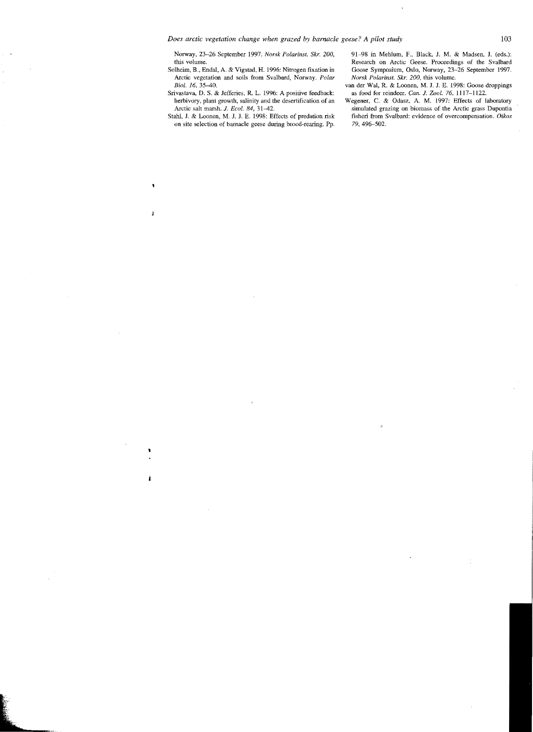Norway, 23–26 September 1997. *Norsk Polarinst. Skr. 200*, this volume.

Solheim, B., Endal, A. & Vigstad, H. 1996: Nitrogen fixation in Arctic vegetation and soils from Svalbard, Norway. *Polar Biol. 16*, 35–40.

Srivastava, D. S. & Jefferies, R. L. 1996: A positive feedback: herbivory, plant growth, salinity and the desertification of an Arctic salt marsh. *J. Ecol. 84*, 31–42.

Stahl, J. & Loonen, M. J. J. E. 1998: Effects of predation risk on site selection of barnacle geese during brood-rearing. Pp. 91–98 in Mehlum, F., Black, J. M. & Madsen, J. (eds.): Research on Arctic Geese. Proceedings of the Svalbard Goose Symposium, Oslo, Norway, 23–26 September 1997. *Norsk Polarinst. Skr. 200*, this volume.

van der Wal, R. & Loonen, M. J. J. E. 1998: Goose droppings as food for reindeer. *Can. J. Zool. 76*, 1117–1122.

Wegener, C. & Odasz, A. M. 1997: Effects of laboratory simulated grazing on biomass of the Arctic grass Dupontia fisheri from Svalbard: evidence of overcompensation. *Oikos 79*, 496–502.